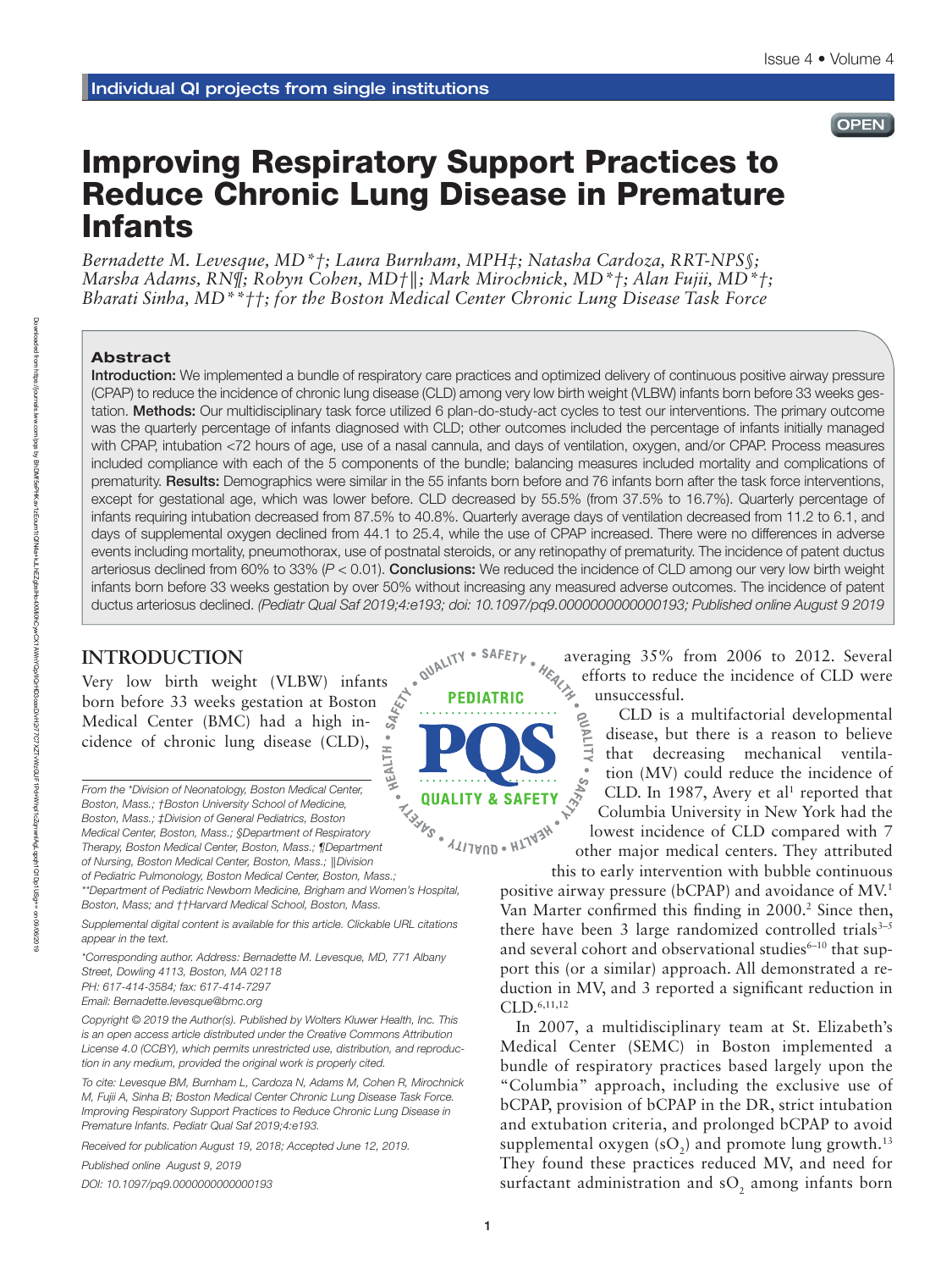Individual QI projects from single institutions

OPEN

# Improving Respiratory Support Practices to Reduce Chronic Lung Disease in Premature Infants

*Bernadette M. Levesque, MD\*†; Laura Burnham, MPH‡; Natasha Cardoza, RRT-NPS§; Marsha Adams, RN¶; Robyn Cohen, MD†‖; Mark Mirochnick, MD\*†; Alan Fujii, MD\*†; Bharati Sinha, MD\*\*††; for the Boston Medical Center Chronic Lung Disease Task Force*

### Abstract

**Introduction:** We implemented a bundle of respiratory care practices and optimized delivery of continuous positive airway pressure (CPAP) to reduce the incidence of chronic lung disease (CLD) among very low birth weight (VLBW) infants born before 33 weeks gestation. **Methods:** Our multidisciplinary task force utilized 6 plan-do-study-act cycles to test our interventions. The primary outcome was the quarterly percentage of infants diagnosed with CLD; other outcomes included the percentage of infants initially managed with CPAP, intubation <72 hours of age, use of a nasal cannula, and days of ventilation, oxygen, and/or CPAP. Process measures included compliance with each of the 5 components of the bundle; balancing measures included mortality and complications of prematurity. **Results:** Demographics were similar in the 55 infants born before and 76 infants born after the task force interventions, except for gestational age, which was lower before. CLD decreased by 55.5% (from 37.5% to 16.7%). Quarterly percentage of infants requiring intubation decreased from 87.5% to 40.8%. Quarterly average days of ventilation decreased from 11.2 to 6.1, and days of supplemental oxygen declined from 44.1 to 25.4, while the use of CPAP increased. There were no differences in adverse events including mortality, pneumothorax, use of postnatal steroids, or any retinopathy of prematurity. The incidence of patent ductus arteriosus declined from 60% to 33% ($P < 0.01$). **Conclusions:** We reduced the incidence of CLD among our very low birth weight infants born before 33 weeks gestation by over 50% without increasing any measured adverse outcomes. The incidence of patent ductus arteriosus declined. *(Pediatr Qual Saf 2019;4:e193; doi: 10.1097/pq9.0000000000000193; Published online August 9 2019*

## INTRODUCTION

Very low birth weight (VLBW) infants born before 33 weeks gestation at Boston Medical Center (BMC) had a high incidence of chronic lung disease (CLD), averaging 35% from 2006 to 2012. Several efforts to reduce the incidence of CLD were unsuccessful.

CLD is a multifactorial developmental disease, but there is a reason to believe that decreasing mechanical ventilation (MV) could reduce the incidence of CLD. In 1987, Avery et al[1] reported that Columbia University in New York had the lowest incidence of CLD compared with 7 other major medical centers. They attributed this to early intervention with bubble continuous positive airway pressure (bCPAP) and avoidance of MV.[1] Van Marter confirmed this finding in 2000.[2] Since then, there have been 3 large randomized controlled trials[3–5] and several cohort and observational studies[6–10] that support this (or a similar) approach. All demonstrated a reduction in MV, and 3 reported a significant reduction in CLD.[6,11,12]

In 2007, a multidisciplinary team at St. Elizabeth's Medical Center (SEMC) in Boston implemented a bundle of respiratory practices based largely upon the "Columbia" approach, including the exclusive use of bCPAP, provision of bCPAP in the DR, strict intubation and extubation criteria, and prolonged bCPAP to avoid supplemental oxygen ($sO_2$) and promote lung growth.[13] They found these practices reduced MV, and need for surfactant administration and $sO_2$ among infants born

---

From the \*Division of Neonatology, Boston Medical Center, Boston, Mass.; †Boston University School of Medicine, Boston, Mass.; ‡Division of General Pediatrics, Boston Medical Center, Boston, Mass.; §Department of Respiratory Therapy, Boston Medical Center, Boston, Mass.; ¶Department of Nursing, Boston Medical Center, Boston, Mass.; ‖Division of Pediatric Pulmonology, Boston Medical Center, Boston, Mass.; \*\*Department of Pediatric Newborn Medicine, Brigham and Women's Hospital, Boston, Mass; and ††Harvard Medical School, Boston, Mass.

Supplemental digital content is available for this article. Clickable URL citations appear in the text.

\*Corresponding author. Address: Bernadette M. Levesque, MD, 771 Albany Street, Dowling 4113, Boston, MA 02118
PH: 617-414-3584; fax: 617-414-7297
Email: Bernadette.levesque@bmc.org

Copyright © 2019 the Author(s). Published by Wolters Kluwer Health, Inc. This is an open access article distributed under the Creative Commons Attribution License 4.0 (CCBY), which permits unrestricted use, distribution, and reproduction in any medium, provided the original work is properly cited.

To cite: Levesque BM, Burnham L, Cardoza N, Adams M, Cohen R, Mirochnick M, Fujii A, Sinha B; Boston Medical Center Chronic Lung Disease Task Force. Improving Respiratory Support Practices to Reduce Chronic Lung Disease in Premature Infants. Pediatr Qual Saf 2019;4:e193.

Received for publication August 19, 2018; Accepted June 12, 2019.

Published online August 9, 2019

DOI: 10.1097/pq9.0000000000000193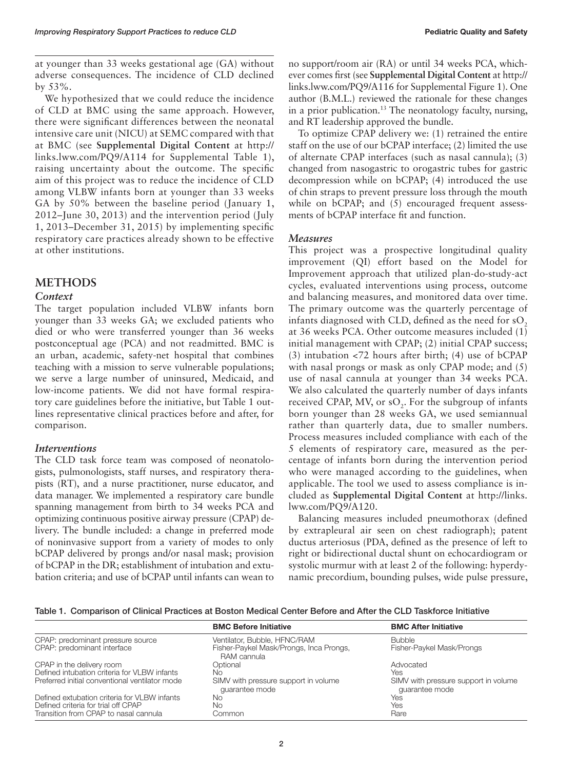at younger than 33 weeks gestational age (GA) without adverse consequences. The incidence of CLD declined by 53%.

We hypothesized that we could reduce the incidence of CLD at BMC using the same approach. However, there were significant differences between the neonatal intensive care unit (NICU) at SEMC compared with that at BMC (see **Supplemental Digital Content** at http://links.lww.com/PQ9/A114 for Supplemental Table 1), raising uncertainty about the outcome. The specific aim of this project was to reduce the incidence of CLD among VLBW infants born at younger than 33 weeks GA by 50% between the baseline period (January 1, 2012–June 30, 2013) and the intervention period (July 1, 2013–December 31, 2015) by implementing specific respiratory care practices already shown to be effective at other institutions.

## METHODS

### *Context*

The target population included VLBW infants born younger than 33 weeks GA; we excluded patients who died or who were transferred younger than 36 weeks postconceptual age (PCA) and not readmitted. BMC is an urban, academic, safety-net hospital that combines teaching with a mission to serve vulnerable populations; we serve a large number of uninsured, Medicaid, and low-income patients. We did not have formal respiratory care guidelines before the initiative, but Table 1 outlines representative clinical practices before and after, for comparison.

### *Interventions*

The CLD task force team was composed of neonatologists, pulmonologists, staff nurses, and respiratory therapists (RT), and a nurse practitioner, nurse educator, and data manager. We implemented a respiratory care bundle spanning management from birth to 34 weeks PCA and optimizing continuous positive airway pressure (CPAP) delivery. The bundle included: a change in preferred mode of noninvasive support from a variety of modes to only bCPAP delivered by prongs and/or nasal mask; provision of bCPAP in the DR; establishment of intubation and extubation criteria; and use of bCPAP until infants can wean to no support/room air (RA) or until 34 weeks PCA, whichever comes first (see **Supplemental Digital Content** at http://links.lww.com/PQ9/A116 for Supplemental Figure 1). One author (B.M.L.) reviewed the rationale for these changes in a prior publication.[13] The neonatology faculty, nursing, and RT leadership approved the bundle.

To optimize CPAP delivery we: (1) retrained the entire staff on the use of our bCPAP interface; (2) limited the use of alternate CPAP interfaces (such as nasal cannula); (3) changed from nasogastric to orogastric tubes for gastric decompression while on bCPAP; (4) introduced the use of chin straps to prevent pressure loss through the mouth while on bCPAP; and (5) encouraged frequent assessments of bCPAP interface fit and function.

### *Measures*

This project was a prospective longitudinal quality improvement (QI) effort based on the Model for Improvement approach that utilized plan-do-study-act cycles, evaluated interventions using process, outcome and balancing measures, and monitored data over time. The primary outcome was the quarterly percentage of infants diagnosed with CLD, defined as the need for $sO_2$ at 36 weeks PCA. Other outcome measures included (1) initial management with CPAP; (2) initial CPAP success; (3) intubation <72 hours after birth; (4) use of bCPAP with nasal prongs or mask as only CPAP mode; and (5) use of nasal cannula at younger than 34 weeks PCA. We also calculated the quarterly number of days infants received CPAP, MV, or $sO_2$. For the subgroup of infants born younger than 28 weeks GA, we used semiannual rather than quarterly data, due to smaller numbers. Process measures included compliance with each of the 5 elements of respiratory care, measured as the percentage of infants born during the intervention period who were managed according to the guidelines, when applicable. The tool we used to assess compliance is included as **Supplemental Digital Content** at http://links.lww.com/PQ9/A120.

Balancing measures included pneumothorax (defined by extrapleural air seen on chest radiograph); patent ductus arteriosus (PDA, defined as the presence of left to right or bidirectional ductal shunt on echocardiogram or systolic murmur with at least 2 of the following: hyperdynamic precordium, bounding pulses, wide pulse pressure,

**Table 1. Comparison of Clinical Practices at Boston Medical Center Before and After the CLD Taskforce Initiative**

| | BMC Before Initiative | BMC After Initiative |
|---|---|---|
| CPAP: predominant pressure source | Ventilator, Bubble, HFNC/RAM | Bubble |
| CPAP: predominant interface | Fisher-Paykel Mask/Prongs, Inca Prongs, RAM cannula | Fisher-Paykel Mask/Prongs |
| CPAP in the delivery room | Optional | Advocated |
| Defined intubation criteria for VLBW infants | No | Yes |
| Preferred initial conventional ventilator mode | SIMV with pressure support in volume guarantee mode | SIMV with pressure support in volume guarantee mode |
| Defined extubation criteria for VLBW infants | No | Yes |
| Defined criteria for trial off CPAP | No | Yes |
| Transition from CPAP to nasal cannula | Common | Rare |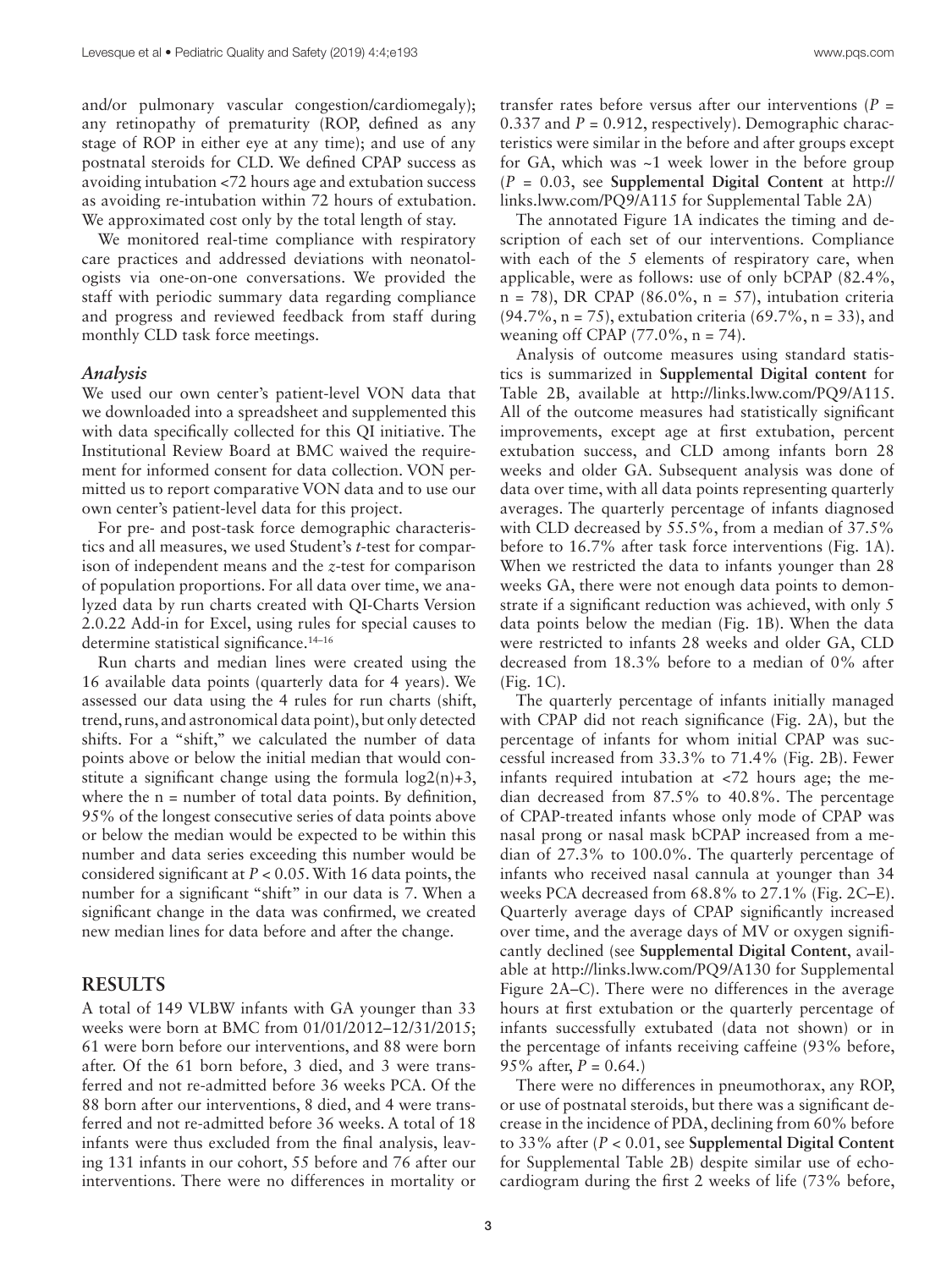and/or pulmonary vascular congestion/cardiomegaly); any retinopathy of prematurity (ROP, defined as any stage of ROP in either eye at any time); and use of any postnatal steroids for CLD. We defined CPAP success as avoiding intubation <72 hours age and extubation success as avoiding re-intubation within 72 hours of extubation. We approximated cost only by the total length of stay.

We monitored real-time compliance with respiratory care practices and addressed deviations with neonatologists via one-on-one conversations. We provided the staff with periodic summary data regarding compliance and progress and reviewed feedback from staff during monthly CLD task force meetings.

### *Analysis*

We used our own center's patient-level VON data that we downloaded into a spreadsheet and supplemented this with data specifically collected for this QI initiative. The Institutional Review Board at BMC waived the requirement for informed consent for data collection. VON permitted us to report comparative VON data and to use our own center's patient-level data for this project.

For pre- and post-task force demographic characteristics and all measures, we used Student's *t*-test for comparison of independent means and the *z*-test for comparison of population proportions. For all data over time, we analyzed data by run charts created with QI-Charts Version 2.0.22 Add-in for Excel, using rules for special causes to determine statistical significance.[14–16]

Run charts and median lines were created using the 16 available data points (quarterly data for 4 years). We assessed our data using the 4 rules for run charts (shift, trend, runs, and astronomical data point), but only detected shifts. For a "shift," we calculated the number of data points above or below the initial median that would constitute a significant change using the formula $\log_2(n)+3$, where the n = number of total data points. By definition, 95% of the longest consecutive series of data points above or below the median would be expected to be within this number and data series exceeding this number would be considered significant at $P < 0.05$. With 16 data points, the number for a significant "shift" in our data is 7. When a significant change in the data was confirmed, we created new median lines for data before and after the change.

## RESULTS

A total of 149 VLBW infants with GA younger than 33 weeks were born at BMC from 01/01/2012–12/31/2015; 61 were born before our interventions, and 88 were born after. Of the 61 born before, 3 died, and 3 were transferred and not re-admitted before 36 weeks PCA. Of the 88 born after our interventions, 8 died, and 4 were transferred and not re-admitted before 36 weeks. A total of 18 infants were thus excluded from the final analysis, leaving 131 infants in our cohort, 55 before and 76 after our interventions. There were no differences in mortality or transfer rates before versus after our interventions ($P$ = 0.337 and $P$ = 0.912, respectively). Demographic characteristics were similar in the before and after groups except for GA, which was ~1 week lower in the before group ($P$ = 0.03, see **Supplemental Digital Content** at http://links.lww.com/PQ9/A115 for Supplemental Table 2A)

The annotated Figure 1A indicates the timing and description of each set of our interventions. Compliance with each of the 5 elements of respiratory care, when applicable, were as follows: use of only bCPAP (82.4%, n = 78), DR CPAP (86.0%, n = 57), intubation criteria (94.7%, n = 75), extubation criteria (69.7%, n = 33), and weaning off CPAP (77.0%, n = 74).

Analysis of outcome measures using standard statistics is summarized in **Supplemental Digital content** for Table 2B, available at http://links.lww.com/PQ9/A115. All of the outcome measures had statistically significant improvements, except age at first extubation, percent extubation success, and CLD among infants born 28 weeks and older GA. Subsequent analysis was done of data over time, with all data points representing quarterly averages. The quarterly percentage of infants diagnosed with CLD decreased by 55.5%, from a median of 37.5% before to 16.7% after task force interventions (Fig. 1A). When we restricted the data to infants younger than 28 weeks GA, there were not enough data points to demonstrate if a significant reduction was achieved, with only 5 data points below the median (Fig. 1B). When the data were restricted to infants 28 weeks and older GA, CLD decreased from 18.3% before to a median of 0% after (Fig. 1C).

The quarterly percentage of infants initially managed with CPAP did not reach significance (Fig. 2A), but the percentage of infants for whom initial CPAP was successful increased from 33.3% to 71.4% (Fig. 2B). Fewer infants required intubation at <72 hours age; the median decreased from 87.5% to 40.8%. The percentage of CPAP-treated infants whose only mode of CPAP was nasal prong or nasal mask bCPAP increased from a median of 27.3% to 100.0%. The quarterly percentage of infants who received nasal cannula at younger than 34 weeks PCA decreased from 68.8% to 27.1% (Fig. 2C–E). Quarterly average days of CPAP significantly increased over time, and the average days of MV or oxygen significantly declined (see **Supplemental Digital Content**, available at http://links.lww.com/PQ9/A130 for Supplemental Figure 2A–C). There were no differences in the average hours at first extubation or the quarterly percentage of infants successfully extubated (data not shown) or in the percentage of infants receiving caffeine (93% before, 95% after, $P$ = 0.64.)

There were no differences in pneumothorax, any ROP, or use of postnatal steroids, but there was a significant decrease in the incidence of PDA, declining from 60% before to 33% after ($P < 0.01$, see **Supplemental Digital Content** for Supplemental Table 2B) despite similar use of echocardiogram during the first 2 weeks of life (73% before,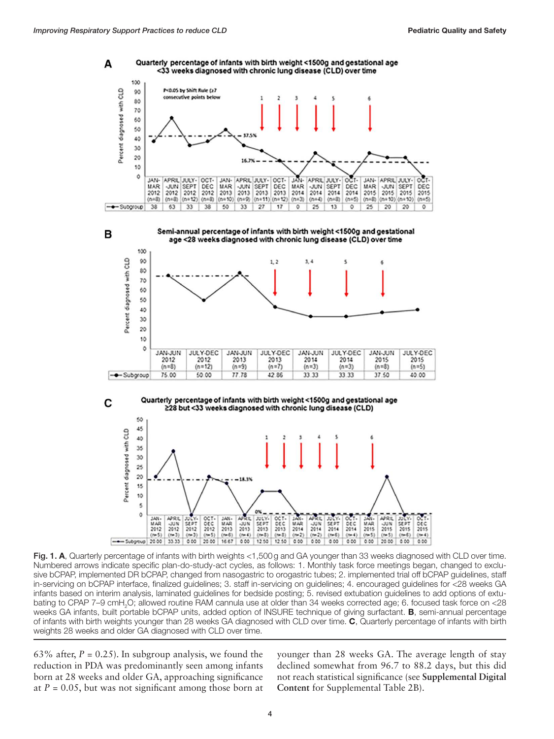**Fig. 1. A**, Quarterly percentage of infants with birth weights <1,500 g and GA younger than 33 weeks diagnosed with CLD over time. Numbered arrows indicate specific plan-do-study-act cycles, as follows: 1. Monthly task force meetings began, changed to exclusive bCPAP, implemented DR bCPAP, changed from nasogastric to orogastric tubes; 2. implemented trial off bCPAP guidelines, staff in-servicing on bCPAP interface, finalized guidelines; 3. staff in-servicing on guidelines; 4. encouraged guidelines for <28 weeks GA infants based on interim analysis, laminated guidelines for bedside posting; 5. revised extubation guidelines to add options of extubating to CPAP 7–9 cm$H_2O$; allowed routine RAM cannula use at older than 34 weeks corrected age; 6. focused task force on <28 weeks GA infants, built portable bCPAP units, added option of INSURE technique of giving surfactant. **B**, semi-annual percentage of infants with birth weights younger than 28 weeks GA diagnosed with CLD over time. **C**, Quarterly percentage of infants with birth weights 28 weeks and older GA diagnosed with CLD over time.

63% after, $P = 0.25$). In subgroup analysis, we found the reduction in PDA was predominantly seen among infants born at 28 weeks and older GA, approaching significance at $P = 0.05$, but was not significant among those born at younger than 28 weeks GA. The average length of stay declined somewhat from 96.7 to 88.2 days, but this did not reach statistical significance (see **Supplemental Digital Content** for Supplemental Table 2B).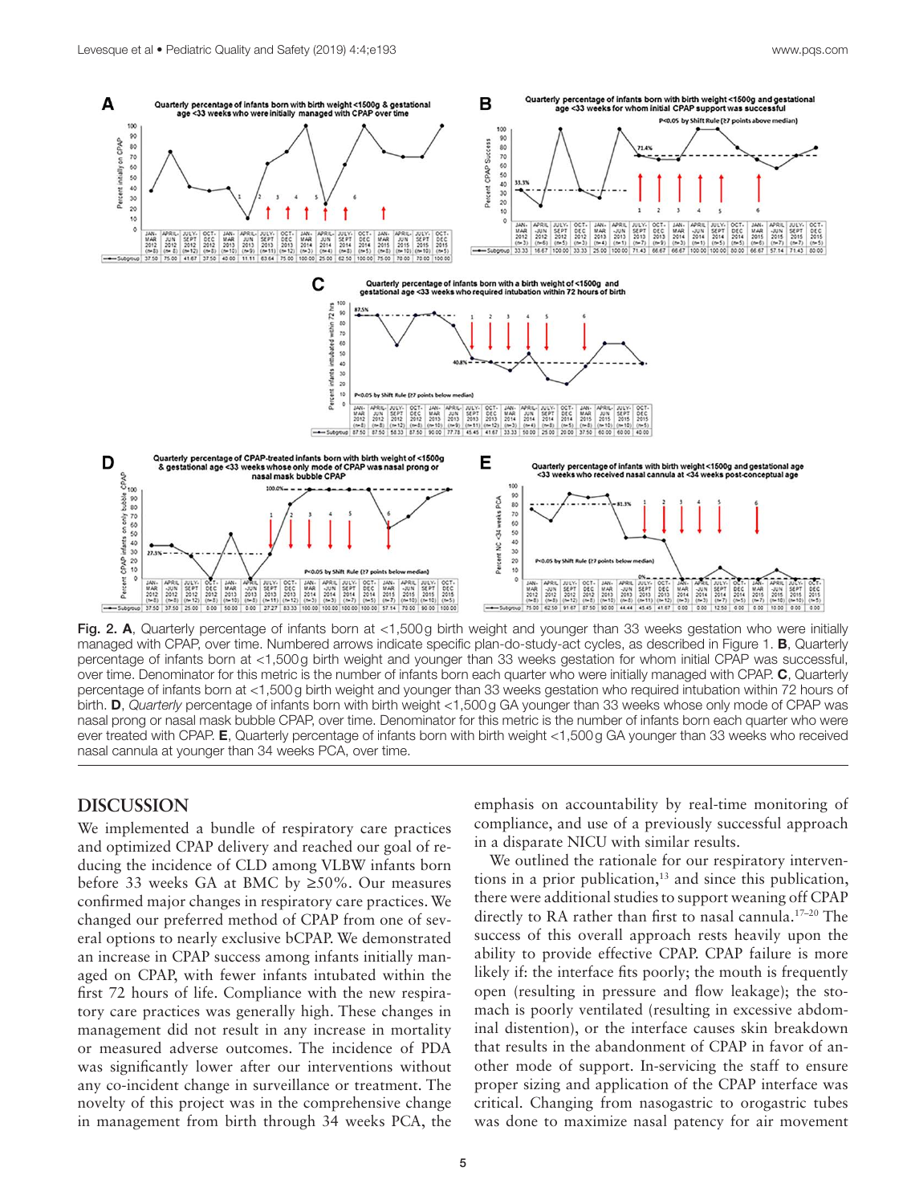**Fig. 2. A**, Quarterly percentage of infants born at <1,500 g birth weight and younger than 33 weeks gestation who were initially managed with CPAP, over time. Numbered arrows indicate specific plan-do-study-act cycles, as described in Figure 1. **B**, Quarterly percentage of infants born at <1,500 g birth weight and younger than 33 weeks gestation for whom initial CPAP was successful, over time. Denominator for this metric is the number of infants born each quarter who were initially managed with CPAP. **C**, Quarterly percentage of infants born at <1,500 g birth weight and younger than 33 weeks gestation who required intubation within 72 hours of birth. **D**, *Quarterly* percentage of infants born with birth weight <1,500 g GA younger than 33 weeks whose only mode of CPAP was nasal prong or nasal mask bubble CPAP, over time. Denominator for this metric is the number of infants born each quarter who were ever treated with CPAP. **E**, Quarterly percentage of infants born with birth weight <1,500 g GA younger than 33 weeks who received nasal cannula at younger than 34 weeks PCA, over time.

## DISCUSSION

We implemented a bundle of respiratory care practices and optimized CPAP delivery and reached our goal of reducing the incidence of CLD among VLBW infants born before 33 weeks GA at BMC by ≥50%. Our measures confirmed major changes in respiratory care practices. We changed our preferred method of CPAP from one of several options to nearly exclusive bCPAP. We demonstrated an increase in CPAP success among infants initially managed on CPAP, with fewer infants intubated within the first 72 hours of life. Compliance with the new respiratory care practices was generally high. These changes in management did not result in any increase in mortality or measured adverse outcomes. The incidence of PDA was significantly lower after our interventions without any co-incident change in surveillance or treatment. The novelty of this project was in the comprehensive change in management from birth through 34 weeks PCA, the emphasis on accountability by real-time monitoring of compliance, and use of a previously successful approach in a disparate NICU with similar results.

We outlined the rationale for our respiratory interventions in a prior publication,[13] and since this publication, there were additional studies to support weaning off CPAP directly to RA rather than first to nasal cannula.[17–20] The success of this overall approach rests heavily upon the ability to provide effective CPAP. CPAP failure is more likely if: the interface fits poorly; the mouth is frequently open (resulting in pressure and flow leakage); the stomach is poorly ventilated (resulting in excessive abdominal distention), or the interface causes skin breakdown that results in the abandonment of CPAP in favor of another mode of support. In-servicing the staff to ensure proper sizing and application of the CPAP interface was critical. Changing from nasogastric to orogastric tubes was done to maximize nasal patency for air movement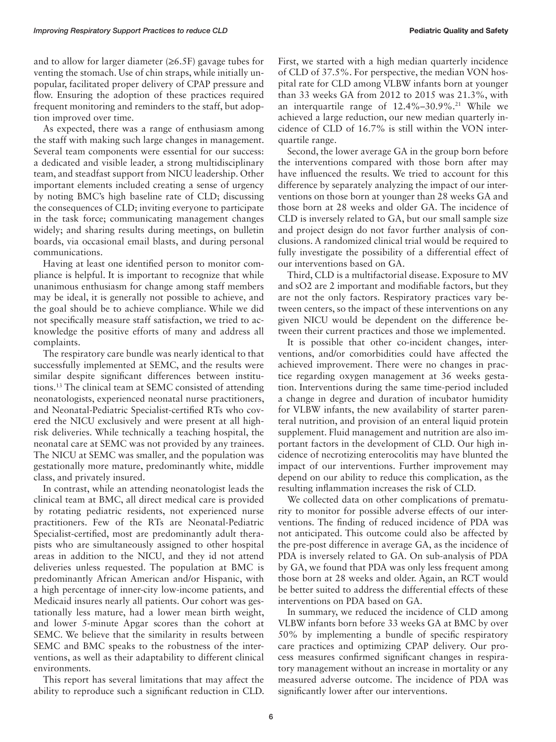and to allow for larger diameter (≥6.5F) gavage tubes for venting the stomach. Use of chin straps, while initially unpopular, facilitated proper delivery of CPAP pressure and flow. Ensuring the adoption of these practices required frequent monitoring and reminders to the staff, but adoption improved over time.

As expected, there was a range of enthusiasm among the staff with making such large changes in management. Several team components were essential for our success: a dedicated and visible leader, a strong multidisciplinary team, and steadfast support from NICU leadership. Other important elements included creating a sense of urgency by noting BMC's high baseline rate of CLD; discussing the consequences of CLD; inviting everyone to participate in the task force; communicating management changes widely; and sharing results during meetings, on bulletin boards, via occasional email blasts, and during personal communications.

Having at least one identified person to monitor compliance is helpful. It is important to recognize that while unanimous enthusiasm for change among staff members may be ideal, it is generally not possible to achieve, and the goal should be to achieve compliance. While we did not specifically measure staff satisfaction, we tried to acknowledge the positive efforts of many and address all complaints.

The respiratory care bundle was nearly identical to that successfully implemented at SEMC, and the results were similar despite significant differences between institutions.[13] The clinical team at SEMC consisted of attending neonatologists, experienced neonatal nurse practitioners, and Neonatal-Pediatric Specialist-certified RTs who covered the NICU exclusively and were present at all high-risk deliveries. While technically a teaching hospital, the neonatal care at SEMC was not provided by any trainees. The NICU at SEMC was smaller, and the population was gestationally more mature, predominantly white, middle class, and privately insured.

In contrast, while an attending neonatologist leads the clinical team at BMC, all direct medical care is provided by rotating pediatric residents, not experienced nurse practitioners. Few of the RTs are Neonatal-Pediatric Specialist-certified, most are predominantly adult therapists who are simultaneously assigned to other hospital areas in addition to the NICU, and they id not attend deliveries unless requested. The population at BMC is predominantly African American and/or Hispanic, with a high percentage of inner-city low-income patients, and Medicaid insures nearly all patients. Our cohort was gestationally less mature, had a lower mean birth weight, and lower 5-minute Apgar scores than the cohort at SEMC. We believe that the similarity in results between SEMC and BMC speaks to the robustness of the interventions, as well as their adaptability to different clinical environments.

This report has several limitations that may affect the ability to reproduce such a significant reduction in CLD. First, we started with a high median quarterly incidence of CLD of 37.5%. For perspective, the median VON hospital rate for CLD among VLBW infants born at younger than 33 weeks GA from 2012 to 2015 was 21.3%, with an interquartile range of 12.4%–30.9%.[21] While we achieved a large reduction, our new median quarterly incidence of CLD of 16.7% is still within the VON interquartile range.

Second, the lower average GA in the group born before the interventions compared with those born after may have influenced the results. We tried to account for this difference by separately analyzing the impact of our interventions on those born at younger than 28 weeks GA and those born at 28 weeks and older GA. The incidence of CLD is inversely related to GA, but our small sample size and project design do not favor further analysis of conclusions. A randomized clinical trial would be required to fully investigate the possibility of a differential effect of our interventions based on GA.

Third, CLD is a multifactorial disease. Exposure to MV and sO2 are 2 important and modifiable factors, but they are not the only factors. Respiratory practices vary between centers, so the impact of these interventions on any given NICU would be dependent on the difference between their current practices and those we implemented.

It is possible that other co-incident changes, interventions, and/or comorbidities could have affected the achieved improvement. There were no changes in practice regarding oxygen management at 36 weeks gestation. Interventions during the same time-period included a change in degree and duration of incubator humidity for VLBW infants, the new availability of starter parenteral nutrition, and provision of an enteral liquid protein supplement. Fluid management and nutrition are also important factors in the development of CLD. Our high incidence of necrotizing enterocolitis may have blunted the impact of our interventions. Further improvement may depend on our ability to reduce this complication, as the resulting inflammation increases the risk of CLD.

We collected data on other complications of prematurity to monitor for possible adverse effects of our interventions. The finding of reduced incidence of PDA was not anticipated. This outcome could also be affected by the pre-post difference in average GA, as the incidence of PDA is inversely related to GA. On sub-analysis of PDA by GA, we found that PDA was only less frequent among those born at 28 weeks and older. Again, an RCT would be better suited to address the differential effects of these interventions on PDA based on GA.

In summary, we reduced the incidence of CLD among VLBW infants born before 33 weeks GA at BMC by over 50% by implementing a bundle of specific respiratory care practices and optimizing CPAP delivery. Our process measures confirmed significant changes in respiratory management without an increase in mortality or any measured adverse outcome. The incidence of PDA was significantly lower after our interventions.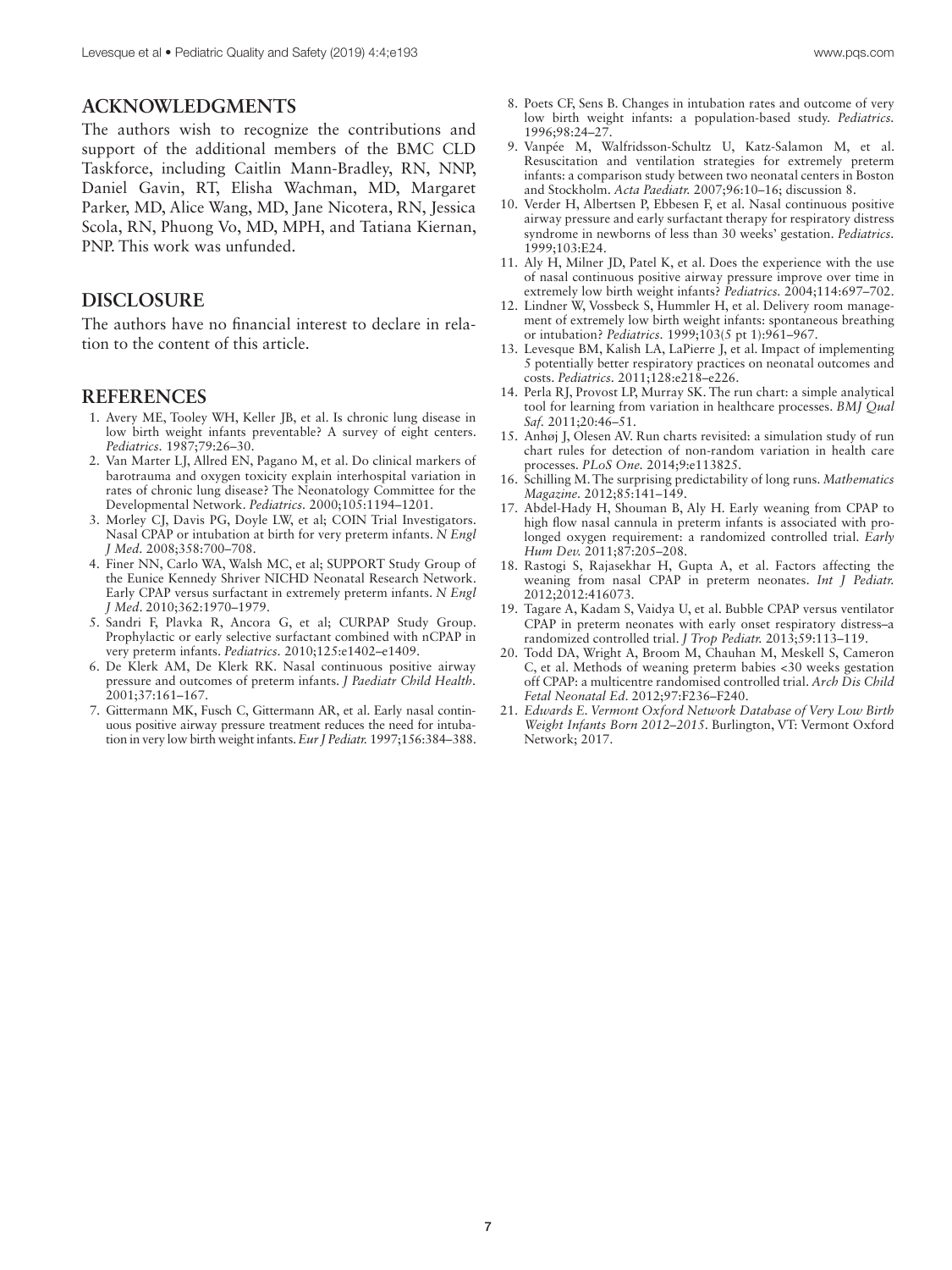## ACKNOWLEDGMENTS

The authors wish to recognize the contributions and support of the additional members of the BMC CLD Taskforce, including Caitlin Mann-Bradley, RN, NNP, Daniel Gavin, RT, Elisha Wachman, MD, Margaret Parker, MD, Alice Wang, MD, Jane Nicotera, RN, Jessica Scola, RN, Phuong Vo, MD, MPH, and Tatiana Kiernan, PNP. This work was unfunded.

## DISCLOSURE

The authors have no financial interest to declare in relation to the content of this article.

## REFERENCES

1. Avery ME, Tooley WH, Keller JB, et al. Is chronic lung disease in low birth weight infants preventable? A survey of eight centers. *Pediatrics*. 1987;79:26–30.
2. Van Marter LJ, Allred EN, Pagano M, et al. Do clinical markers of barotrauma and oxygen toxicity explain interhospital variation in rates of chronic lung disease? The Neonatology Committee for the Developmental Network. *Pediatrics*. 2000;105:1194–1201.
3. Morley CJ, Davis PG, Doyle LW, et al; COIN Trial Investigators. Nasal CPAP or intubation at birth for very preterm infants. *N Engl J Med*. 2008;358:700–708.
4. Finer NN, Carlo WA, Walsh MC, et al; SUPPORT Study Group of the Eunice Kennedy Shriver NICHD Neonatal Research Network. Early CPAP versus surfactant in extremely preterm infants. *N Engl J Med*. 2010;362:1970–1979.
5. Sandri F, Plavka R, Ancora G, et al; CURPAP Study Group. Prophylactic or early selective surfactant combined with nCPAP in very preterm infants. *Pediatrics*. 2010;125:e1402–e1409.
6. De Klerk AM, De Klerk RK. Nasal continuous positive airway pressure and outcomes of preterm infants. *J Paediatr Child Health*. 2001;37:161–167.
7. Gittermann MK, Fusch C, Gittermann AR, et al. Early nasal continuous positive airway pressure treatment reduces the need for intubation in very low birth weight infants. *Eur J Pediatr*. 1997;156:384–388.
8. Poets CF, Sens B. Changes in intubation rates and outcome of very low birth weight infants: a population-based study. *Pediatrics*. 1996;98:24–27.
9. Vanpée M, Walfridsson-Schultz U, Katz-Salamon M, et al. Resuscitation and ventilation strategies for extremely preterm infants: a comparison study between two neonatal centers in Boston and Stockholm. *Acta Paediatr*. 2007;96:10–16; discussion 8.
10. Verder H, Albertsen P, Ebbesen F, et al. Nasal continuous positive airway pressure and early surfactant therapy for respiratory distress syndrome in newborns of less than 30 weeks' gestation. *Pediatrics*. 1999;103:E24.
11. Aly H, Milner JD, Patel K, et al. Does the experience with the use of nasal continuous positive airway pressure improve over time in extremely low birth weight infants? *Pediatrics*. 2004;114:697–702.
12. Lindner W, Vossbeck S, Hummler H, et al. Delivery room management of extremely low birth weight infants: spontaneous breathing or intubation? *Pediatrics*. 1999;103(5 pt 1):961–967.
13. Levesque BM, Kalish LA, LaPierre J, et al. Impact of implementing 5 potentially better respiratory practices on neonatal outcomes and costs. *Pediatrics*. 2011;128:e218–e226.
14. Perla RJ, Provost LP, Murray SK. The run chart: a simple analytical tool for learning from variation in healthcare processes. *BMJ Qual Saf*. 2011;20:46–51.
15. Anhøj J, Olesen AV. Run charts revisited: a simulation study of run chart rules for detection of non-random variation in health care processes. *PLoS One*. 2014;9:e113825.
16. Schilling M. The surprising predictability of long runs. *Mathematics Magazine*. 2012;85:141–149.
17. Abdel-Hady H, Shouman B, Aly H. Early weaning from CPAP to high flow nasal cannula in preterm infants is associated with prolonged oxygen requirement: a randomized controlled trial. *Early Hum Dev*. 2011;87:205–208.
18. Rastogi S, Rajasekhar H, Gupta A, et al. Factors affecting the weaning from nasal CPAP in preterm neonates. *Int J Pediatr*. 2012;2012:416073.
19. Tagare A, Kadam S, Vaidya U, et al. Bubble CPAP versus ventilator CPAP in preterm neonates with early onset respiratory distress–a randomized controlled trial. *J Trop Pediatr*. 2013;59:113–119.
20. Todd DA, Wright A, Broom M, Chauhan M, Meskell S, Cameron C, et al. Methods of weaning preterm babies <30 weeks gestation off CPAP: a multicentre randomised controlled trial. *Arch Dis Child Fetal Neonatal Ed*. 2012;97:F236–F240.
21. *Edwards E. Vermont Oxford Network Database of Very Low Birth Weight Infants Born 2012–2015*. Burlington, VT: Vermont Oxford Network; 2017.